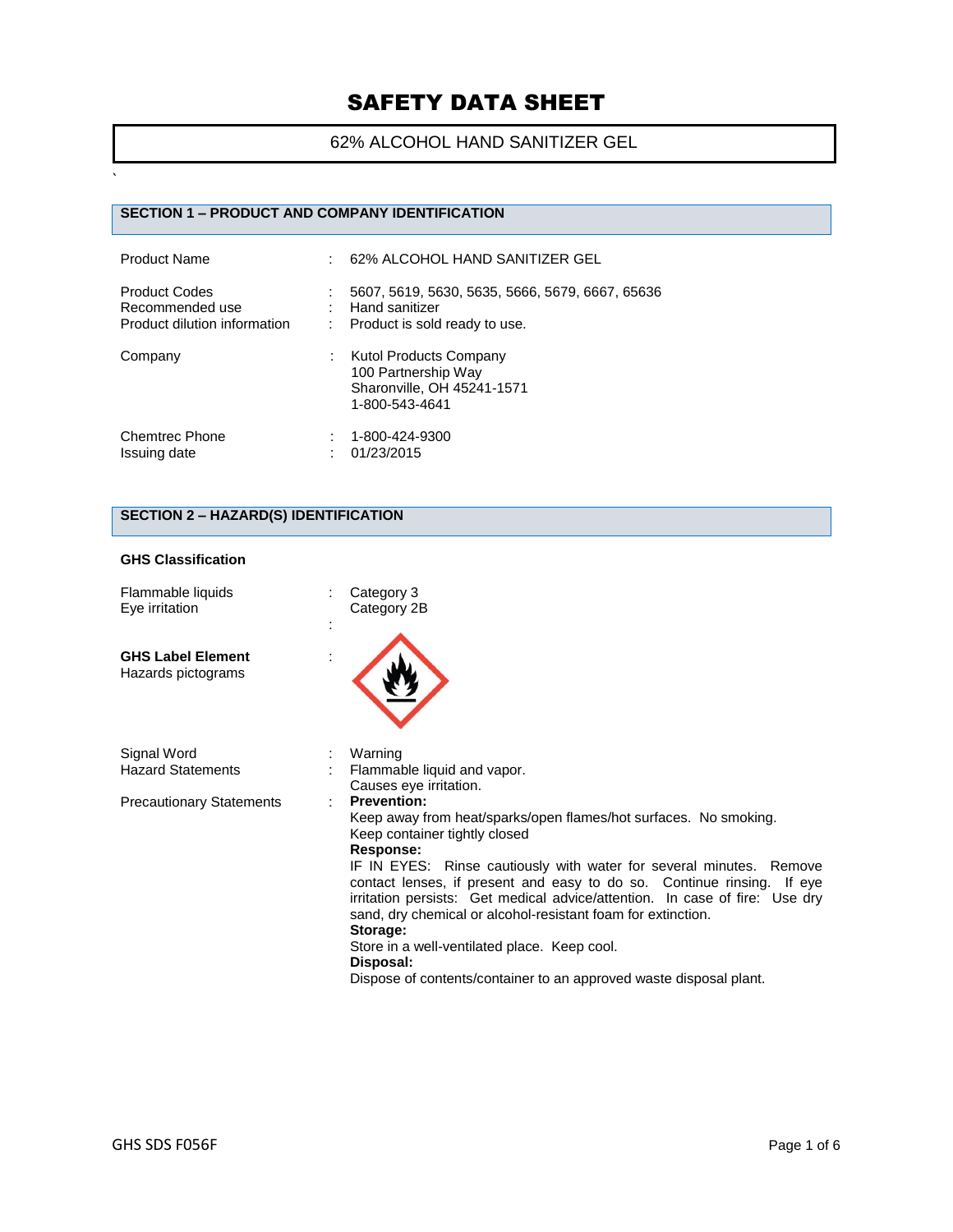# SAFETY DATA SHEET

## 62% ALCOHOL HAND SANITIZER GEL

### SECTION 1 – PRODUCT AND COMPANY IDENTIFICATION

| | | |
|---|---|---|
| Product Name | : | 62% ALCOHOL HAND SANITIZER GEL |
| Product Codes | : | 5607, 5619, 5630, 5635, 5666, 5679, 6667, 65636 |
| Recommended use | : | Hand sanitizer |
| Product dilution information | : | Product is sold ready to use. |
| Company | : | Kutol Products Company<br>100 Partnership Way<br>Sharonville, OH 45241-1571<br>1-800-543-4641 |
| Chemtrec Phone | : | 1-800-424-9300 |
| Issuing date | : | 01/23/2015 |

### SECTION 2 – HAZARD(S) IDENTIFICATION

**GHS Classification**

| | | |
|---|---|---|
| Flammable liquids | : | Category 3 |
| Eye irritation | | Category 2B |

**GHS Label Element**
Hazards pictograms :

| | | |
|---|---|---|
| Signal Word | : | Warning |
| Hazard Statements | : | Flammable liquid and vapor.<br>Causes eye irritation. |

Precautionary Statements :

**Prevention:**
Keep away from heat/sparks/open flames/hot surfaces. No smoking.
Keep container tightly closed

**Response:**
IF IN EYES: Rinse cautiously with water for several minutes. Remove contact lenses, if present and easy to do so. Continue rinsing. If eye irritation persists: Get medical advice/attention. In case of fire: Use dry sand, dry chemical or alcohol-resistant foam for extinction.

**Storage:**
Store in a well-ventilated place. Keep cool.

**Disposal:**
Dispose of contents/container to an approved waste disposal plant.

GHS SDS F056F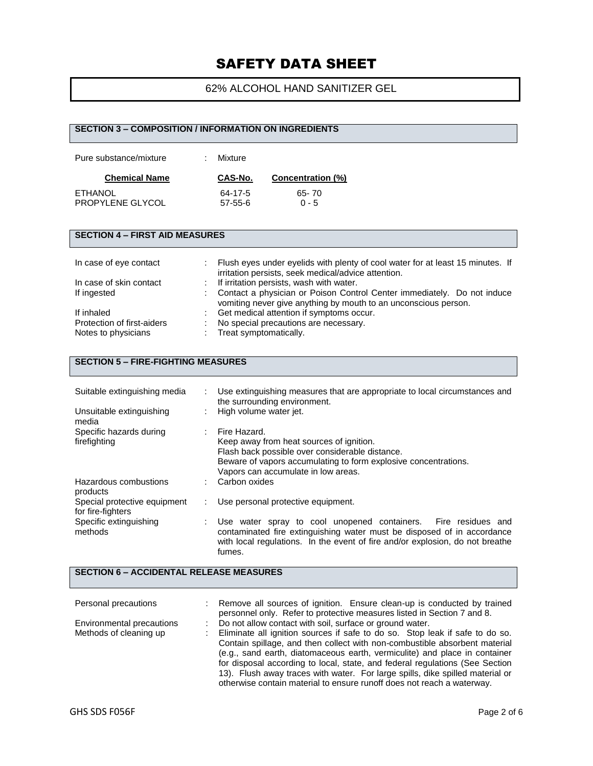# SAFETY DATA SHEET

## 62% ALCOHOL HAND SANITIZER GEL

### SECTION 3 – COMPOSITION / INFORMATION ON INGREDIENTS

Pure substance/mixture : Mixture

| Chemical Name | CAS-No. | Concentration (%) |
|---|---|---|
| ETHANOL | 64-17-5 | 65- 70 |
| PROPYLENE GLYCOL | 57-55-6 | 0 - 5 |

### SECTION 4 – FIRST AID MEASURES

| | |
|---|---|
| In case of eye contact | : Flush eyes under eyelids with plenty of cool water for at least 15 minutes. If irritation persists, seek medical/advice attention. |
| In case of skin contact | : If irritation persists, wash with water. |
| If ingested | : Contact a physician or Poison Control Center immediately. Do not induce vomiting never give anything by mouth to an unconscious person. |
| If inhaled | : Get medical attention if symptoms occur. |
| Protection of first-aiders | : No special precautions are necessary. |
| Notes to physicians | : Treat symptomatically. |

### SECTION 5 – FIRE-FIGHTING MEASURES

| | |
|---|---|
| Suitable extinguishing media | : Use extinguishing measures that are appropriate to local circumstances and the surrounding environment. |
| Unsuitable extinguishing media | : High volume water jet. |
| Specific hazards during firefighting | : Fire Hazard.<br>Keep away from heat sources of ignition.<br>Flash back possible over considerable distance.<br>Beware of vapors accumulating to form explosive concentrations.<br>Vapors can accumulate in low areas. |
| Hazardous combustions products | : Carbon oxides |
| Special protective equipment for fire-fighters | : Use personal protective equipment. |
| Specific extinguishing methods | : Use water spray to cool unopened containers. Fire residues and contaminated fire extinguishing water must be disposed of in accordance with local regulations. In the event of fire and/or explosion, do not breathe fumes. |

### SECTION 6 – ACCIDENTAL RELEASE MEASURES

| | |
|---|---|
| Personal precautions | : Remove all sources of ignition. Ensure clean-up is conducted by trained personnel only. Refer to protective measures listed in Section 7 and 8. |
| Environmental precautions | : Do not allow contact with soil, surface or ground water. |
| Methods of cleaning up | : Eliminate all ignition sources if safe to do so. Stop leak if safe to do so. Contain spillage, and then collect with non-combustible absorbent material (e.g., sand earth, diatomaceous earth, vermiculite) and place in container for disposal according to local, state, and federal regulations (See Section 13). Flush away traces with water. For large spills, dike spilled material or otherwise contain material to ensure runoff does not reach a waterway. |

GHS SDS F056F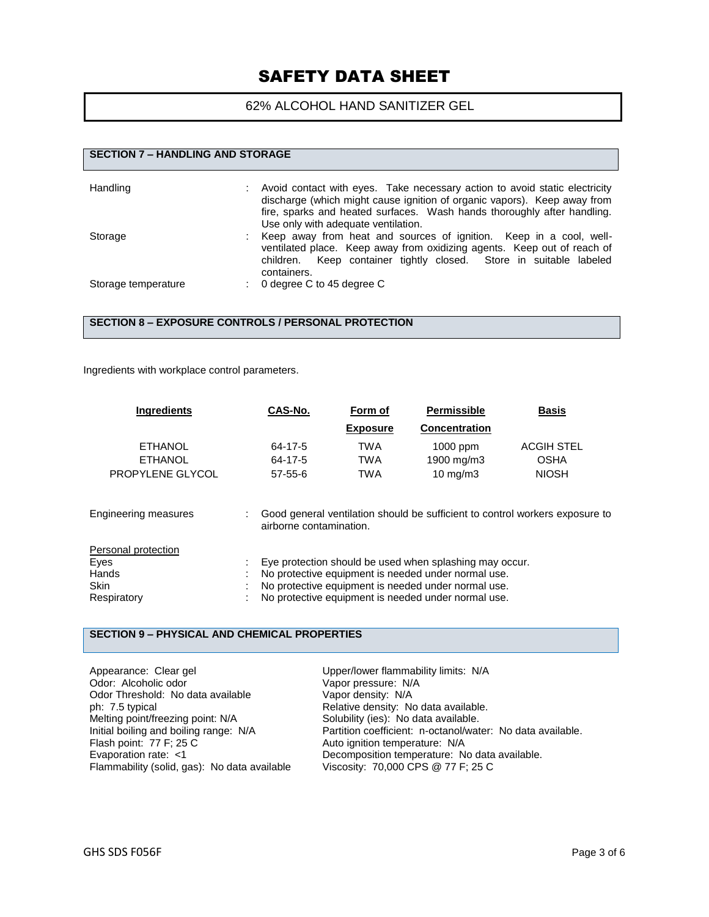# SAFETY DATA SHEET

## 62% ALCOHOL HAND SANITIZER GEL

### SECTION 7 – HANDLING AND STORAGE

| | |
|---|---|
| Handling | : Avoid contact with eyes. Take necessary action to avoid static electricity discharge (which might cause ignition of organic vapors). Keep away from fire, sparks and heated surfaces. Wash hands thoroughly after handling. Use only with adequate ventilation. |
| Storage | : Keep away from heat and sources of ignition. Keep in a cool, well-ventilated place. Keep away from oxidizing agents. Keep out of reach of children. Keep container tightly closed. Store in suitable labeled containers. |
| Storage temperature | : 0 degree C to 45 degree C |

### SECTION 8 – EXPOSURE CONTROLS / PERSONAL PROTECTION

Ingredients with workplace control parameters.

| Ingredients | CAS-No. | Form of Exposure | Permissible Concentration | Basis |
|---|---|---|---|---|
| ETHANOL | 64-17-5 | TWA | 1000 ppm | ACGIH STEL |
| ETHANOL | 64-17-5 | TWA | 1900 mg/m3 | OSHA |
| PROPYLENE GLYCOL | 57-55-6 | TWA | 10 mg/m3 | NIOSH |

| | |
|---|---|
| Engineering measures | : Good general ventilation should be sufficient to control workers exposure to airborne contamination. |

Personal protection

| | |
|---|---|
| Eyes | : Eye protection should be used when splashing may occur. |
| Hands | : No protective equipment is needed under normal use. |
| Skin | : No protective equipment is needed under normal use. |
| Respiratory | : No protective equipment is needed under normal use. |

### SECTION 9 – PHYSICAL AND CHEMICAL PROPERTIES

Appearance: Clear gel
Odor: Alcoholic odor
Odor Threshold: No data available
ph: 7.5 typical
Melting point/freezing point: N/A
Initial boiling and boiling range: N/A
Flash point: 77 F; 25 C
Evaporation rate: <1
Flammability (solid, gas): No data available
Upper/lower flammability limits: N/A
Vapor pressure: N/A
Vapor density: N/A
Relative density: No data available.
Solubility (ies): No data available.
Partition coefficient: n-octanol/water: No data available.
Auto ignition temperature: N/A
Decomposition temperature: No data available.
Viscosity: 70,000 CPS @ 77 F; 25 C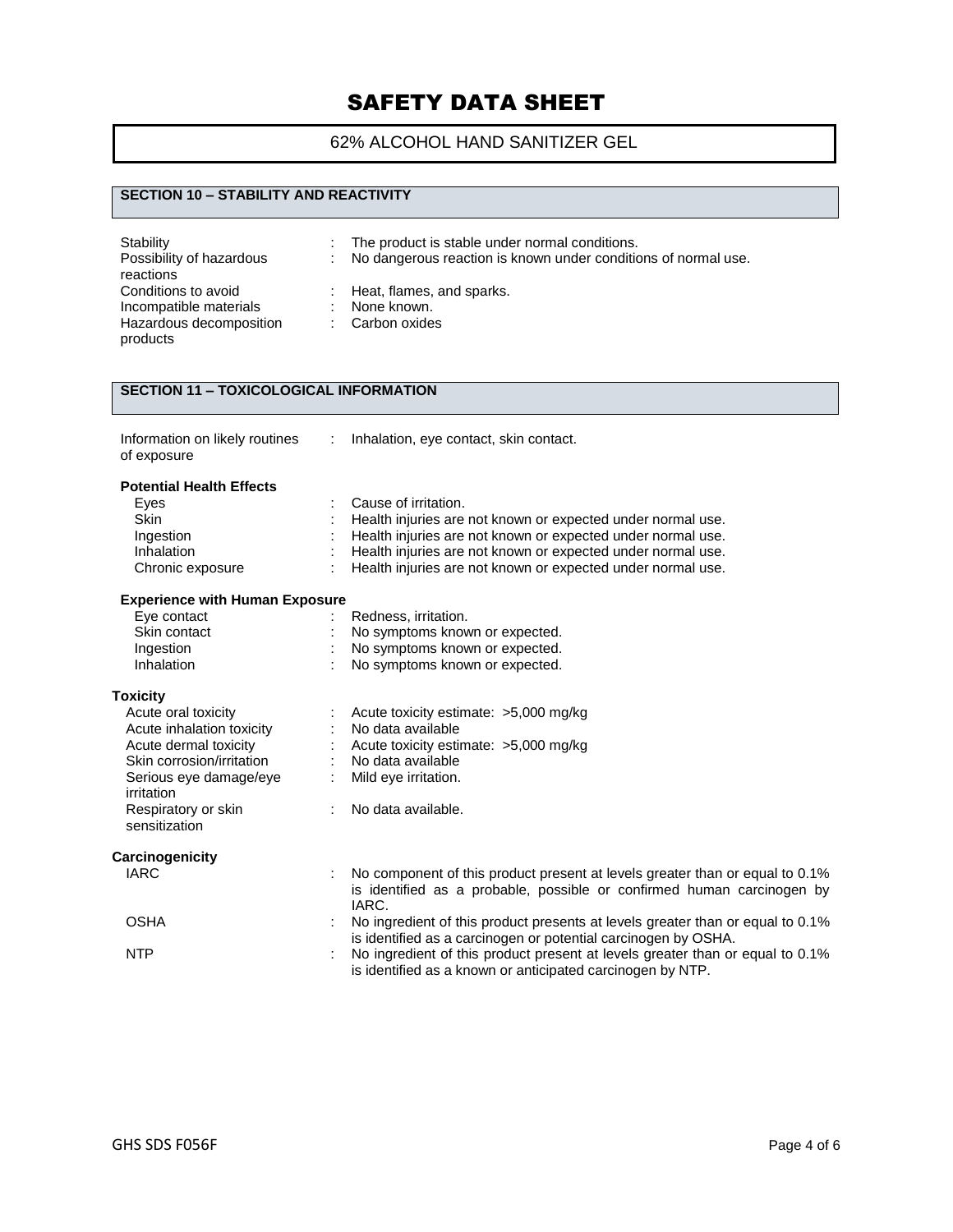# SAFETY DATA SHEET

62% ALCOHOL HAND SANITIZER GEL

## SECTION 10 – STABILITY AND REACTIVITY

| | | |
|---|---|---|
| Stability | : | The product is stable under normal conditions. |
| Possibility of hazardous reactions | : | No dangerous reaction is known under conditions of normal use. |
| Conditions to avoid | : | Heat, flames, and sparks. |
| Incompatible materials | : | None known. |
| Hazardous decomposition products | : | Carbon oxides |

## SECTION 11 – TOXICOLOGICAL INFORMATION

| | | |
|---|---|---|
| Information on likely routines of exposure | : | Inhalation, eye contact, skin contact. |

**Potential Health Effects**

| | | |
|---|---|---|
| Eyes | : | Cause of irritation. |
| Skin | : | Health injuries are not known or expected under normal use. |
| Ingestion | : | Health injuries are not known or expected under normal use. |
| Inhalation | : | Health injuries are not known or expected under normal use. |
| Chronic exposure | : | Health injuries are not known or expected under normal use. |

**Experience with Human Exposure**

| | | |
|---|---|---|
| Eye contact | : | Redness, irritation. |
| Skin contact | : | No symptoms known or expected. |
| Ingestion | : | No symptoms known or expected. |
| Inhalation | : | No symptoms known or expected. |

**Toxicity**

| | | |
|---|---|---|
| Acute oral toxicity | : | Acute toxicity estimate: >5,000 mg/kg |
| Acute inhalation toxicity | : | No data available |
| Acute dermal toxicity | : | Acute toxicity estimate: >5,000 mg/kg |
| Skin corrosion/irritation | : | No data available |
| Serious eye damage/eye irritation | : | Mild eye irritation. |
| Respiratory or skin sensitization | : | No data available. |

**Carcinogenicity**

| | | |
|---|---|---|
| IARC | : | No component of this product present at levels greater than or equal to 0.1% is identified as a probable, possible or confirmed human carcinogen by IARC. |
| OSHA | : | No ingredient of this product presents at levels greater than or equal to 0.1% is identified as a carcinogen or potential carcinogen by OSHA. |
| NTP | : | No ingredient of this product present at levels greater than or equal to 0.1% is identified as a known or anticipated carcinogen by NTP. |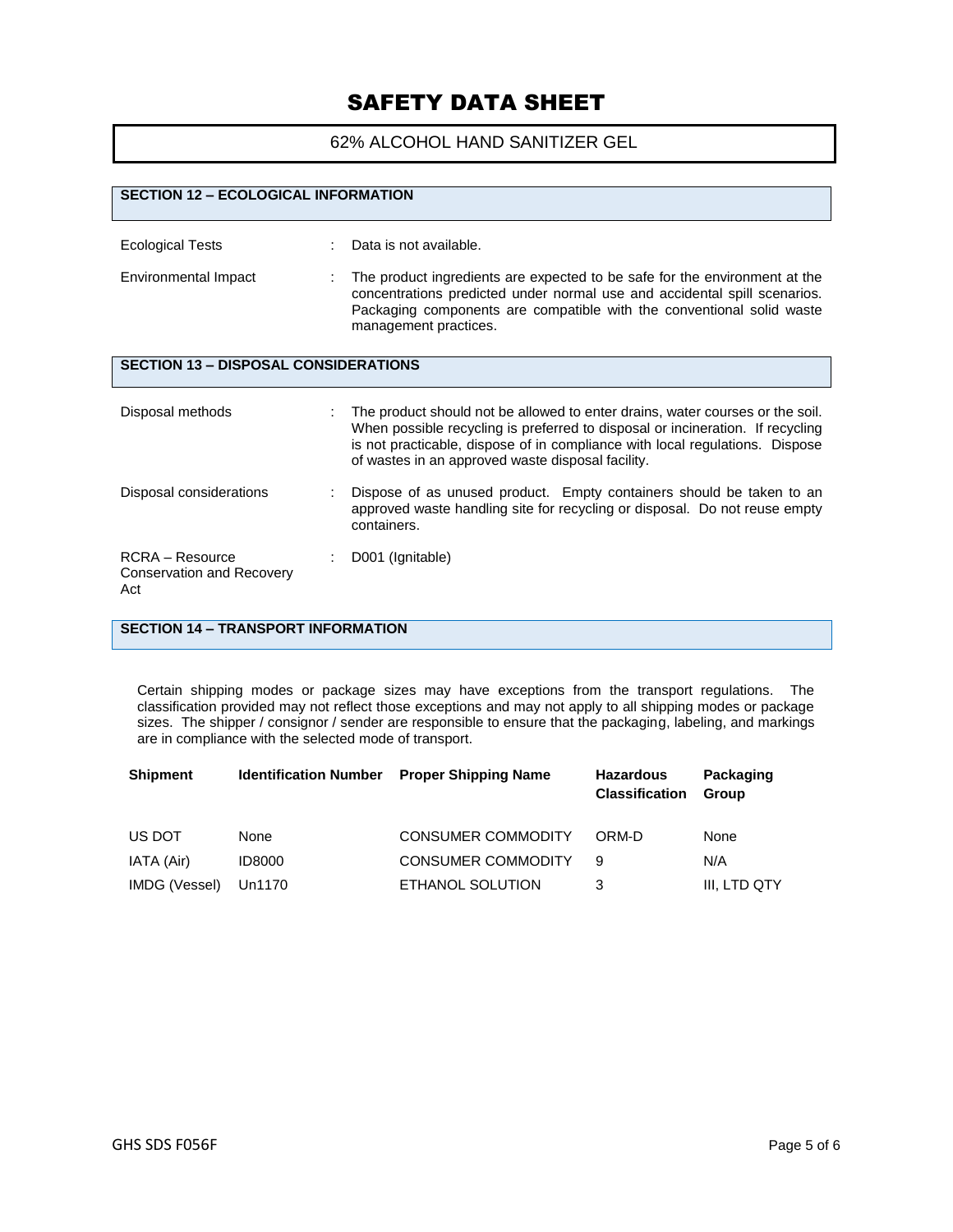# SAFETY DATA SHEET

62% ALCOHOL HAND SANITIZER GEL

## SECTION 12 – ECOLOGICAL INFORMATION

| | |
|---|---|
| Ecological Tests | Data is not available. |
| Environmental Impact | The product ingredients are expected to be safe for the environment at the concentrations predicted under normal use and accidental spill scenarios. Packaging components are compatible with the conventional solid waste management practices. |

## SECTION 13 – DISPOSAL CONSIDERATIONS

| | |
|---|---|
| Disposal methods | The product should not be allowed to enter drains, water courses or the soil. When possible recycling is preferred to disposal or incineration. If recycling is not practicable, dispose of in compliance with local regulations. Dispose of wastes in an approved waste disposal facility. |
| Disposal considerations | Dispose of as unused product. Empty containers should be taken to an approved waste handling site for recycling or disposal. Do not reuse empty containers. |
| RCRA – Resource Conservation and Recovery Act | D001 (Ignitable) |

## SECTION 14 – TRANSPORT INFORMATION

Certain shipping modes or package sizes may have exceptions from the transport regulations. The classification provided may not reflect those exceptions and may not apply to all shipping modes or package sizes. The shipper / consignor / sender are responsible to ensure that the packaging, labeling, and markings are in compliance with the selected mode of transport.

| Shipment | Identification Number | Proper Shipping Name | Hazardous Classification | Packaging Group |
|---|---|---|---|---|
| US DOT | None | CONSUMER COMMODITY | ORM-D | None |
| IATA (Air) | ID8000 | CONSUMER COMMODITY | 9 | N/A |
| IMDG (Vessel) | Un1170 | ETHANOL SOLUTION | 3 | III, LTD QTY |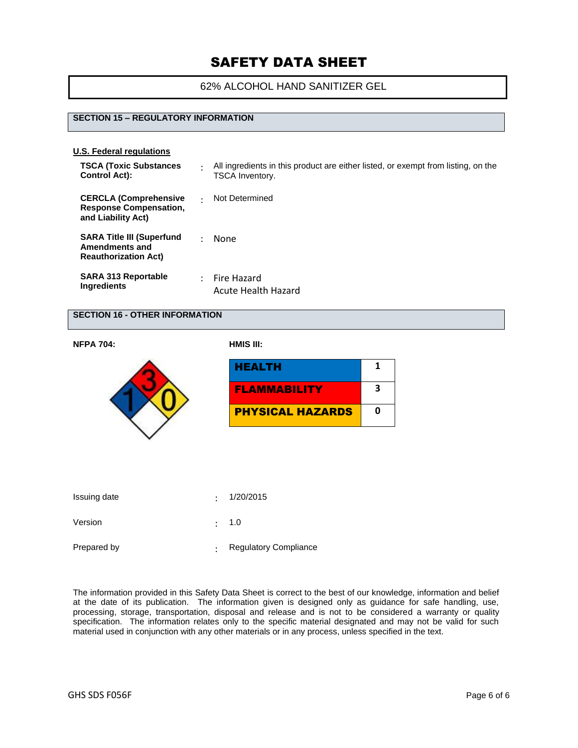# SAFETY DATA SHEET

62% ALCOHOL HAND SANITIZER GEL

## SECTION 15 – REGULATORY INFORMATION

**U.S. Federal regulations**

| | | |
|---|---|---|
| **TSCA (Toxic Substances Control Act):** | : | All ingredients in this product are either listed, or exempt from listing, on the TSCA Inventory. |
| **CERCLA (Comprehensive Response Compensation, and Liability Act)** | : | Not Determined |
| **SARA Title III (Superfund Amendments and Reauthorization Act)** | : | None |
| **SARA 313 Reportable Ingredients** | : | Fire Hazard<br>Acute Health Hazard |

## SECTION 16 - OTHER INFORMATION

**NFPA 704:**

3
1
0

**HMIS III:**

| | |
|---|---|
| **HEALTH** | **1** |
| **FLAMMABILITY** | **3** |
| **PHYSICAL HAZARDS** | **0** |

| | | |
|---|---|---|
| Issuing date | : | 1/20/2015 |
| Version | : | 1.0 |
| Prepared by | : | Regulatory Compliance |

The information provided in this Safety Data Sheet is correct to the best of our knowledge, information and belief at the date of its publication. The information given is designed only as guidance for safe handling, use, processing, storage, transportation, disposal and release and is not to be considered a warranty or quality specification. The information relates only to the specific material designated and may not be valid for such material used in conjunction with any other materials or in any process, unless specified in the text.

GHS SDS F056F